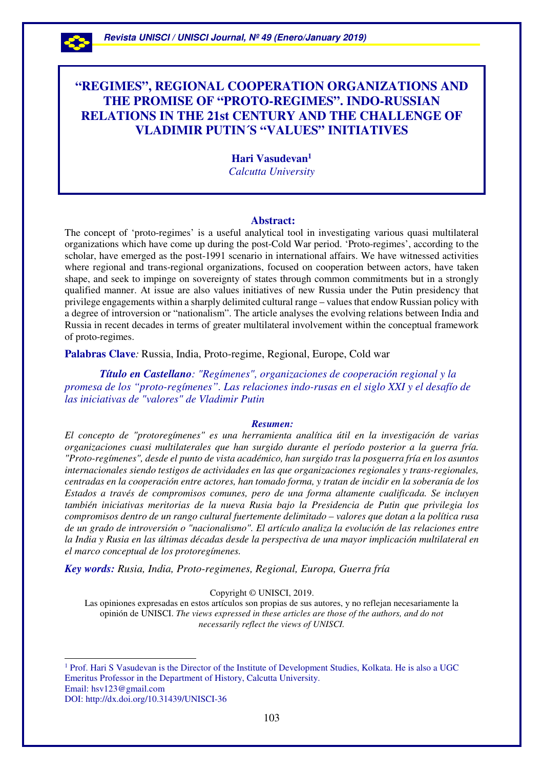# "REGIMES", REGIONAL COOPERATION ORGANIZATIONS AND THE PROMISE OF "PROTO-REGIMES". INDO-RUSSIAN RELATIONS IN THE 21st CENTURY AND THE CHALLENGE OF VLADIMIR PUTIN´S "VALUES" INITIATIVES

**Hari Vasudevan**[1]
*Calcutta University*

## Abstract:

The concept of 'proto-regimes' is a useful analytical tool in investigating various quasi multilateral organizations which have come up during the post-Cold War period. 'Proto-regimes', according to the scholar, have emerged as the post-1991 scenario in international affairs. We have witnessed activities where regional and trans-regional organizations, focused on cooperation between actors, have taken shape, and seek to impinge on sovereignty of states through common commitments but in a strongly qualified manner. At issue are also values initiatives of new Russia under the Putin presidency that privilege engagements within a sharply delimited cultural range – values that endow Russian policy with a degree of introversion or "nationalism". The article analyses the evolving relations between India and Russia in recent decades in terms of greater multilateral involvement within the conceptual framework of proto-regimes.

**Palabras Clave***:* Russia, India, Proto-regime, Regional, Europe, Cold war

***Título en Castellano****: "Regímenes", organizaciones de cooperación regional y la promesa de los "proto-regímenes". Las relaciones indo-rusas en el siglo XXI y el desafío de las iniciativas de "valores" de Vladimir Putin*

***Resumen:***

*El concepto de "protoregímenes" es una herramienta analítica útil en la investigación de varias organizaciones cuasi multilaterales que han surgido durante el período posterior a la guerra fría. "Proto-regímenes", desde el punto de vista académico, han surgido tras la posguerra fría en los asuntos internacionales siendo testigos de actividades en las que organizaciones regionales y trans-regionales, centradas en la cooperación entre actores, han tomado forma, y tratan de incidir en la soberanía de los Estados a través de compromisos comunes, pero de una forma altamente cualificada. Se incluyen también iniciativas meritorias de la nueva Rusia bajo la Presidencia de Putin que privilegia los compromisos dentro de un rango cultural fuertemente delimitado – valores que dotan a la política rusa de un grado de introversión o "nacionalismo". El artículo analiza la evolución de las relaciones entre la India y Rusia en las últimas décadas desde la perspectiva de una mayor implicación multilateral en el marco conceptual de los protoregímenes.*

***Key words:*** *Rusia, India, Proto-regimenes, Regional, Europa, Guerra fría*

Copyright © UNISCI, 2019.
Las opiniones expresadas en estos artículos son propias de sus autores, y no reflejan necesariamente la opinión de UNISCI. *The views expressed in these articles are those of the authors, and do not necessarily reflect the views of UNISCI.*

---

[1] Prof. Hari S Vasudevan is the Director of the Institute of Development Studies, Kolkata. He is also a UGC Emeritus Professor in the Department of History, Calcutta University.
Email: hsv123@gmail.com
DOI: http://dx.doi.org/10.31439/UNISCI-36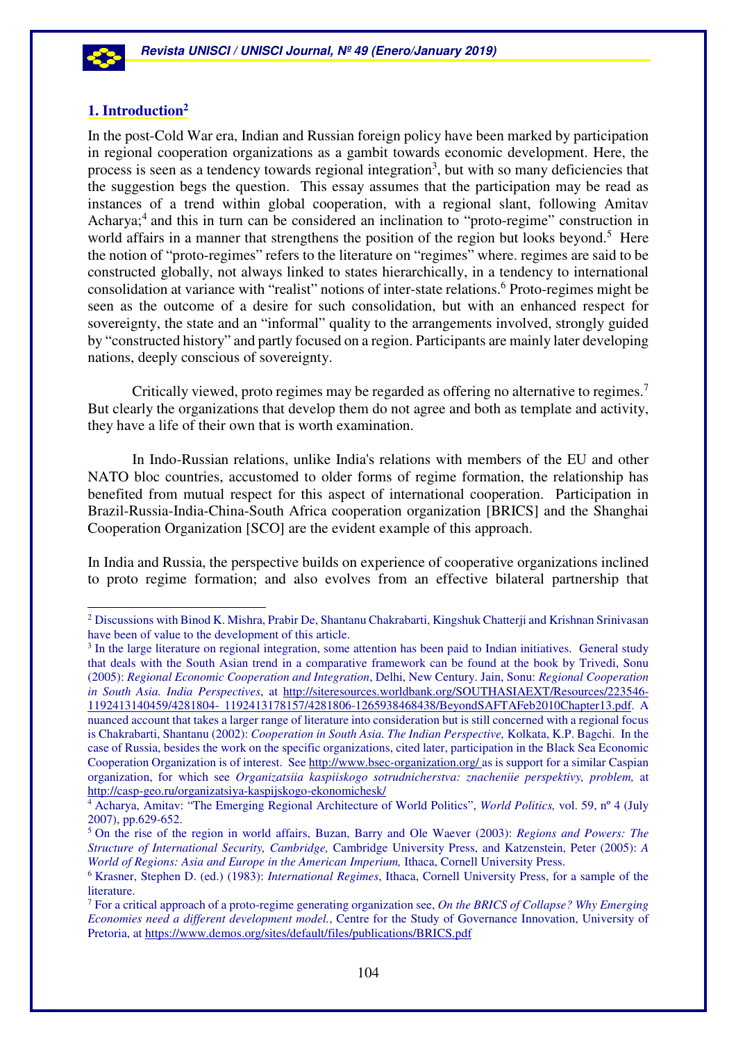## 1. Introduction[2]

In the post-Cold War era, Indian and Russian foreign policy have been marked by participation in regional cooperation organizations as a gambit towards economic development. Here, the process is seen as a tendency towards regional integration[3], but with so many deficiencies that the suggestion begs the question. This essay assumes that the participation may be read as instances of a trend within global cooperation, with a regional slant, following Amitav Acharya;[4] and this in turn can be considered an inclination to "proto-regime" construction in world affairs in a manner that strengthens the position of the region but looks beyond.[5] Here the notion of "proto-regimes" refers to the literature on "regimes" where. regimes are said to be constructed globally, not always linked to states hierarchically, in a tendency to international consolidation at variance with "realist" notions of inter-state relations.[6] Proto-regimes might be seen as the outcome of a desire for such consolidation, but with an enhanced respect for sovereignty, the state and an "informal" quality to the arrangements involved, strongly guided by "constructed history" and partly focused on a region. Participants are mainly later developing nations, deeply conscious of sovereignty.

Critically viewed, proto regimes may be regarded as offering no alternative to regimes.[7] But clearly the organizations that develop them do not agree and both as template and activity, they have a life of their own that is worth examination.

In Indo-Russian relations, unlike India's relations with members of the EU and other NATO bloc countries, accustomed to older forms of regime formation, the relationship has benefited from mutual respect for this aspect of international cooperation. Participation in Brazil-Russia-India-China-South Africa cooperation organization [BRICS] and the Shanghai Cooperation Organization [SCO] are the evident example of this approach.

In India and Russia, the perspective builds on experience of cooperative organizations inclined to proto regime formation; and also evolves from an effective bilateral partnership that

---

[2] Discussions with Binod K. Mishra, Prabir De, Shantanu Chakrabarti, Kingshuk Chatterji and Krishnan Srinivasan have been of value to the development of this article.

[3] In the large literature on regional integration, some attention has been paid to Indian initiatives. General study that deals with the South Asian trend in a comparative framework can be found at the book by Trivedi, Sonu (2005): *Regional Economic Cooperation and Integration*, Delhi, New Century. Jain, Sonu: *Regional Cooperation in South Asia. India Perspectives*, at http://siteresources.worldbank.org/SOUTHASIAEXT/Resources/223546-1192413140459/4281804- 1192413178157/4281806-1265938468438/BeyondSAFTAFeb2010Chapter13.pdf. A nuanced account that takes a larger range of literature into consideration but is still concerned with a regional focus is Chakrabarti, Shantanu (2002): *Cooperation in South Asia. The Indian Perspective,* Kolkata, K.P. Bagchi. In the case of Russia, besides the work on the specific organizations, cited later, participation in the Black Sea Economic Cooperation Organization is of interest. See http://www.bsec-organization.org/ as is support for a similar Caspian organization, for which see *Organizatsiia kaspiiskogo sotrudnicherstva: znacheniie perspektivy, problem,* at http://casp-geo.ru/organizatsiya-kaspijskogo-ekonomichesk/

[4] Acharya, Amitav: "The Emerging Regional Architecture of World Politics", *World Politics,* vol. 59, nº 4 (July 2007), pp.629-652.

[5] On the rise of the region in world affairs, Buzan, Barry and Ole Waever (2003): *Regions and Powers: The Structure of International Security, Cambridge,* Cambridge University Press, and Katzenstein, Peter (2005): *A World of Regions: Asia and Europe in the American Imperium,* Ithaca, Cornell University Press.

[6] Krasner, Stephen D. (ed.) (1983): *International Regimes*, Ithaca, Cornell University Press, for a sample of the literature.

[7] For a critical approach of a proto-regime generating organization see, *On the BRICS of Collapse? Why Emerging Economies need a different development model.*, Centre for the Study of Governance Innovation, University of Pretoria, at https://www.demos.org/sites/default/files/publications/BRICS.pdf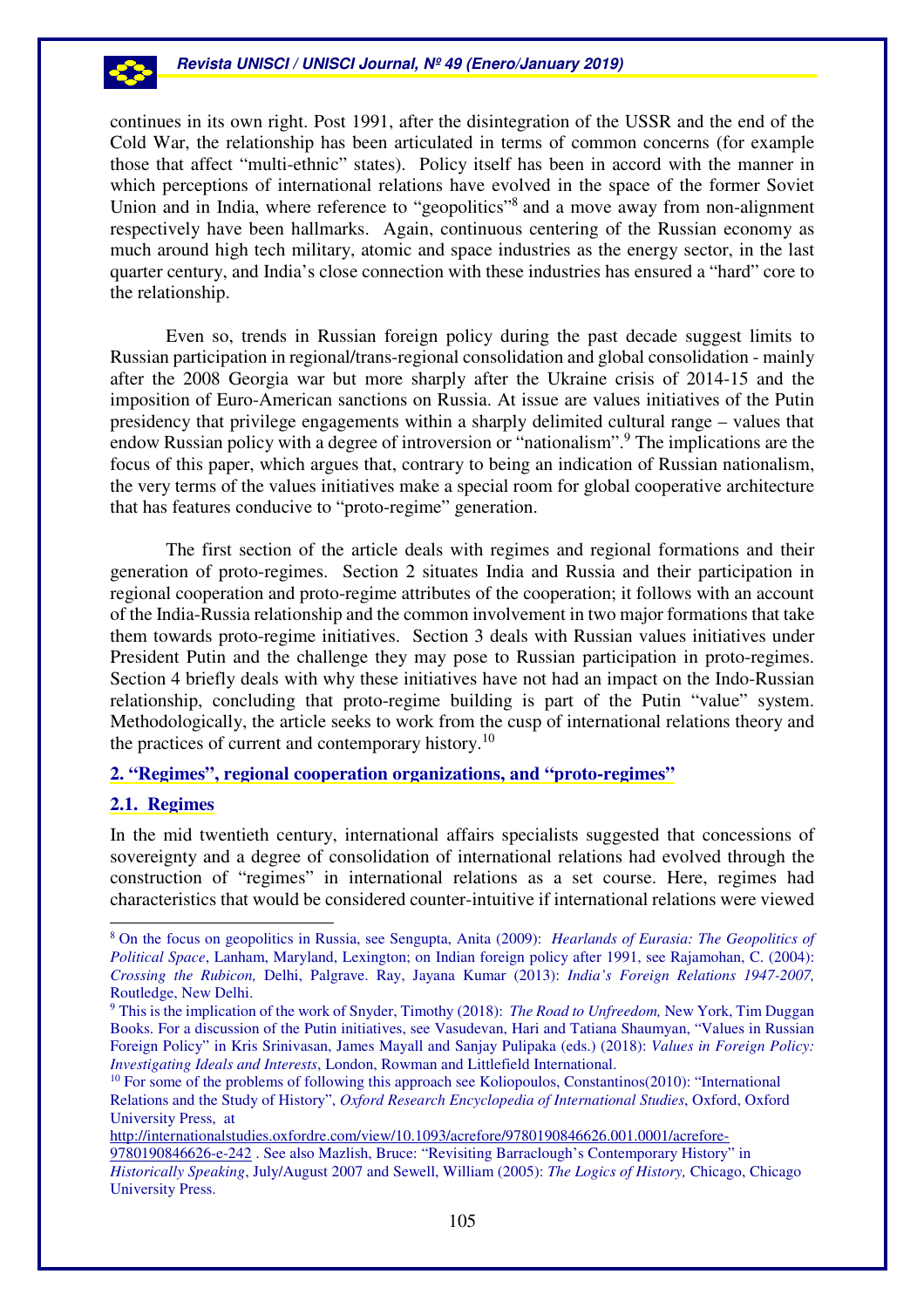continues in its own right. Post 1991, after the disintegration of the USSR and the end of the Cold War, the relationship has been articulated in terms of common concerns (for example those that affect "multi-ethnic" states). Policy itself has been in accord with the manner in which perceptions of international relations have evolved in the space of the former Soviet Union and in India, where reference to "geopolitics"[8] and a move away from non-alignment respectively have been hallmarks. Again, continuous centering of the Russian economy as much around high tech military, atomic and space industries as the energy sector, in the last quarter century, and India's close connection with these industries has ensured a "hard" core to the relationship.

Even so, trends in Russian foreign policy during the past decade suggest limits to Russian participation in regional/trans-regional consolidation and global consolidation - mainly after the 2008 Georgia war but more sharply after the Ukraine crisis of 2014-15 and the imposition of Euro-American sanctions on Russia. At issue are values initiatives of the Putin presidency that privilege engagements within a sharply delimited cultural range – values that endow Russian policy with a degree of introversion or "nationalism".[9] The implications are the focus of this paper, which argues that, contrary to being an indication of Russian nationalism, the very terms of the values initiatives make a special room for global cooperative architecture that has features conducive to "proto-regime" generation.

The first section of the article deals with regimes and regional formations and their generation of proto-regimes. Section 2 situates India and Russia and their participation in regional cooperation and proto-regime attributes of the cooperation; it follows with an account of the India-Russia relationship and the common involvement in two major formations that take them towards proto-regime initiatives. Section 3 deals with Russian values initiatives under President Putin and the challenge they may pose to Russian participation in proto-regimes. Section 4 briefly deals with why these initiatives have not had an impact on the Indo-Russian relationship, concluding that proto-regime building is part of the Putin "value" system. Methodologically, the article seeks to work from the cusp of international relations theory and the practices of current and contemporary history.[10]

## 2. "Regimes", regional cooperation organizations, and "proto-regimes"

### 2.1. Regimes

In the mid twentieth century, international affairs specialists suggested that concessions of sovereignty and a degree of consolidation of international relations had evolved through the construction of "regimes" in international relations as a set course. Here, regimes had characteristics that would be considered counter-intuitive if international relations were viewed

---

[8] On the focus on geopolitics in Russia, see Sengupta, Anita (2009): *Hearlands of Eurasia: The Geopolitics of Political Space*, Lanham, Maryland, Lexington; on Indian foreign policy after 1991, see Rajamohan, C. (2004): *Crossing the Rubicon,* Delhi, Palgrave. Ray, Jayana Kumar (2013): *India's Foreign Relations 1947-2007,* Routledge, New Delhi.

[9] This is the implication of the work of Snyder, Timothy (2018): *The Road to Unfreedom,* New York, Tim Duggan Books. For a discussion of the Putin initiatives, see Vasudevan, Hari and Tatiana Shaumyan, "Values in Russian Foreign Policy" in Kris Srinivasan, James Mayall and Sanjay Pulipaka (eds.) (2018): *Values in Foreign Policy: Investigating Ideals and Interests*, London, Rowman and Littlefield International.

[10] For some of the problems of following this approach see Koliopoulos, Constantinos(2010): "International Relations and the Study of History", *Oxford Research Encyclopedia of International Studies*, Oxford, Oxford University Press, at http://internationalstudies.oxfordre.com/view/10.1093/acrefore/9780190846626.001.0001/acrefore-9780190846626-e-242 . See also Mazlish, Bruce: "Revisiting Barraclough's Contemporary History" in *Historically Speaking*, July/August 2007 and Sewell, William (2005): *The Logics of History,* Chicago, Chicago University Press.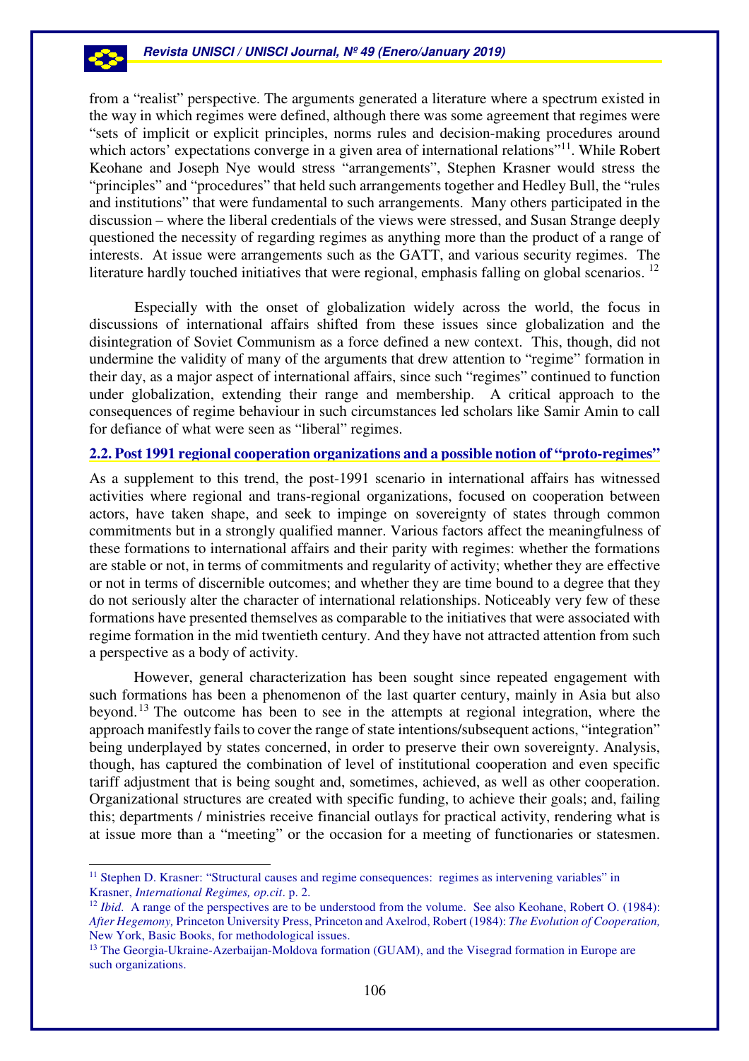from a "realist" perspective. The arguments generated a literature where a spectrum existed in the way in which regimes were defined, although there was some agreement that regimes were "sets of implicit or explicit principles, norms rules and decision-making procedures around which actors' expectations converge in a given area of international relations"[11]. While Robert Keohane and Joseph Nye would stress "arrangements", Stephen Krasner would stress the "principles" and "procedures" that held such arrangements together and Hedley Bull, the "rules and institutions" that were fundamental to such arrangements. Many others participated in the discussion – where the liberal credentials of the views were stressed, and Susan Strange deeply questioned the necessity of regarding regimes as anything more than the product of a range of interests. At issue were arrangements such as the GATT, and various security regimes. The literature hardly touched initiatives that were regional, emphasis falling on global scenarios. [12]

Especially with the onset of globalization widely across the world, the focus in discussions of international affairs shifted from these issues since globalization and the disintegration of Soviet Communism as a force defined a new context. This, though, did not undermine the validity of many of the arguments that drew attention to "regime" formation in their day, as a major aspect of international affairs, since such "regimes" continued to function under globalization, extending their range and membership. A critical approach to the consequences of regime behaviour in such circumstances led scholars like Samir Amin to call for defiance of what were seen as "liberal" regimes.

### 2.2. Post 1991 regional cooperation organizations and a possible notion of "proto-regimes"

As a supplement to this trend, the post-1991 scenario in international affairs has witnessed activities where regional and trans-regional organizations, focused on cooperation between actors, have taken shape, and seek to impinge on sovereignty of states through common commitments but in a strongly qualified manner. Various factors affect the meaningfulness of these formations to international affairs and their parity with regimes: whether the formations are stable or not, in terms of commitments and regularity of activity; whether they are effective or not in terms of discernible outcomes; and whether they are time bound to a degree that they do not seriously alter the character of international relationships. Noticeably very few of these formations have presented themselves as comparable to the initiatives that were associated with regime formation in the mid twentieth century. And they have not attracted attention from such a perspective as a body of activity.

However, general characterization has been sought since repeated engagement with such formations has been a phenomenon of the last quarter century, mainly in Asia but also beyond.[13] The outcome has been to see in the attempts at regional integration, where the approach manifestly fails to cover the range of state intentions/subsequent actions, "integration" being underplayed by states concerned, in order to preserve their own sovereignty. Analysis, though, has captured the combination of level of institutional cooperation and even specific tariff adjustment that is being sought and, sometimes, achieved, as well as other cooperation. Organizational structures are created with specific funding, to achieve their goals; and, failing this; departments / ministries receive financial outlays for practical activity, rendering what is at issue more than a "meeting" or the occasion for a meeting of functionaries or statesmen.

---

[11] Stephen D. Krasner: "Structural causes and regime consequences: regimes as intervening variables" in Krasner, *International Regimes, op.cit*. p. 2.

[12] *Ibid*. A range of the perspectives are to be understood from the volume. See also Keohane, Robert O. (1984): *After Hegemony,* Princeton University Press, Princeton and Axelrod, Robert (1984): *The Evolution of Cooperation,* New York, Basic Books, for methodological issues.

[13] The Georgia-Ukraine-Azerbaijan-Moldova formation (GUAM), and the Visegrad formation in Europe are such organizations.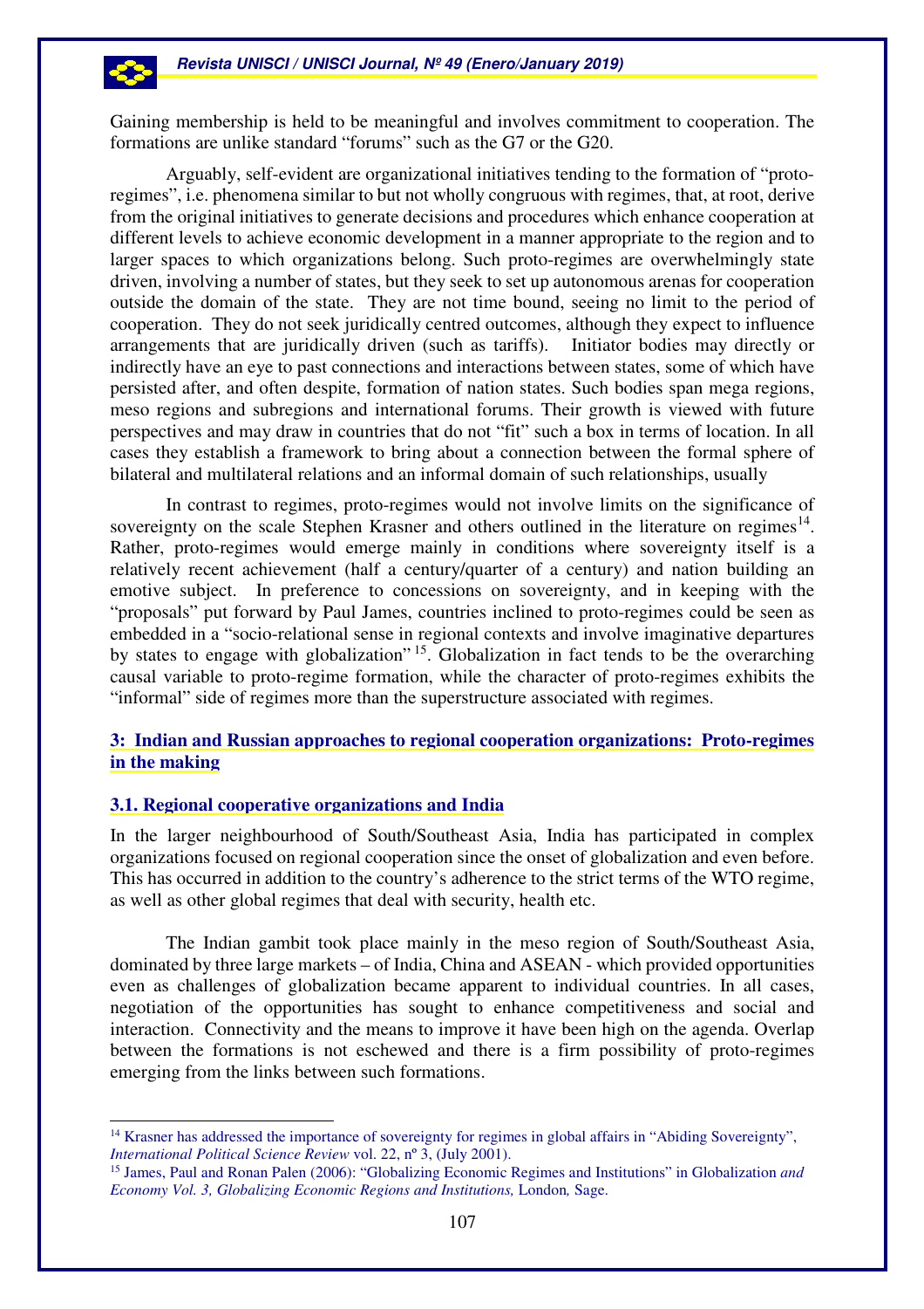Gaining membership is held to be meaningful and involves commitment to cooperation. The formations are unlike standard "forums" such as the G7 or the G20.

Arguably, self-evident are organizational initiatives tending to the formation of "proto-regimes", i.e. phenomena similar to but not wholly congruous with regimes, that, at root, derive from the original initiatives to generate decisions and procedures which enhance cooperation at different levels to achieve economic development in a manner appropriate to the region and to larger spaces to which organizations belong. Such proto-regimes are overwhelmingly state driven, involving a number of states, but they seek to set up autonomous arenas for cooperation outside the domain of the state. They are not time bound, seeing no limit to the period of cooperation. They do not seek juridically centred outcomes, although they expect to influence arrangements that are juridically driven (such as tariffs). Initiator bodies may directly or indirectly have an eye to past connections and interactions between states, some of which have persisted after, and often despite, formation of nation states. Such bodies span mega regions, meso regions and subregions and international forums. Their growth is viewed with future perspectives and may draw in countries that do not "fit" such a box in terms of location. In all cases they establish a framework to bring about a connection between the formal sphere of bilateral and multilateral relations and an informal domain of such relationships, usually

In contrast to regimes, proto-regimes would not involve limits on the significance of sovereignty on the scale Stephen Krasner and others outlined in the literature on regimes[14]. Rather, proto-regimes would emerge mainly in conditions where sovereignty itself is a relatively recent achievement (half a century/quarter of a century) and nation building an emotive subject. In preference to concessions on sovereignty, and in keeping with the "proposals" put forward by Paul James, countries inclined to proto-regimes could be seen as embedded in a "socio-relational sense in regional contexts and involve imaginative departures by states to engage with globalization"[15]. Globalization in fact tends to be the overarching causal variable to proto-regime formation, while the character of proto-regimes exhibits the "informal" side of regimes more than the superstructure associated with regimes.

## 3: Indian and Russian approaches to regional cooperation organizations: Proto-regimes in the making

### 3.1. Regional cooperative organizations and India

In the larger neighbourhood of South/Southeast Asia, India has participated in complex organizations focused on regional cooperation since the onset of globalization and even before. This has occurred in addition to the country's adherence to the strict terms of the WTO regime, as well as other global regimes that deal with security, health etc.

The Indian gambit took place mainly in the meso region of South/Southeast Asia, dominated by three large markets – of India, China and ASEAN - which provided opportunities even as challenges of globalization became apparent to individual countries. In all cases, negotiation of the opportunities has sought to enhance competitiveness and social and interaction. Connectivity and the means to improve it have been high on the agenda. Overlap between the formations is not eschewed and there is a firm possibility of proto-regimes emerging from the links between such formations.

---

[14] Krasner has addressed the importance of sovereignty for regimes in global affairs in "Abiding Sovereignty", *International Political Science Review* vol. 22, nº 3, (July 2001).

[15] James, Paul and Ronan Palen (2006): "Globalizing Economic Regimes and Institutions" in Globalization *and Economy Vol. 3, Globalizing Economic Regions and Institutions,* London*,* Sage.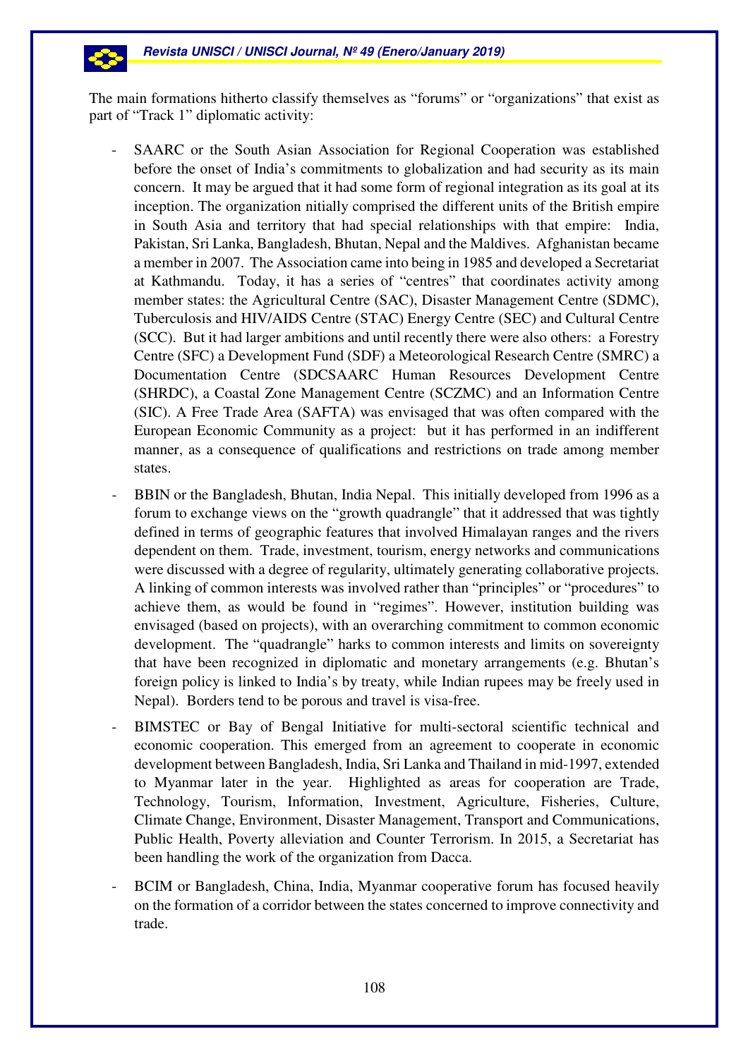The main formations hitherto classify themselves as "forums" or "organizations" that exist as part of "Track 1" diplomatic activity:

- SAARC or the South Asian Association for Regional Cooperation was established before the onset of India's commitments to globalization and had security as its main concern. It may be argued that it had some form of regional integration as its goal at its inception. The organization nitially comprised the different units of the British empire in South Asia and territory that had special relationships with that empire: India, Pakistan, Sri Lanka, Bangladesh, Bhutan, Nepal and the Maldives. Afghanistan became a member in 2007. The Association came into being in 1985 and developed a Secretariat at Kathmandu. Today, it has a series of "centres" that coordinates activity among member states: the Agricultural Centre (SAC), Disaster Management Centre (SDMC), Tuberculosis and HIV/AIDS Centre (STAC) Energy Centre (SEC) and Cultural Centre (SCC). But it had larger ambitions and until recently there were also others: a Forestry Centre (SFC) a Development Fund (SDF) a Meteorological Research Centre (SMRC) a Documentation Centre (SDCSAARC Human Resources Development Centre (SHRDC), a Coastal Zone Management Centre (SCZMC) and an Information Centre (SIC). A Free Trade Area (SAFTA) was envisaged that was often compared with the European Economic Community as a project: but it has performed in an indifferent manner, as a consequence of qualifications and restrictions on trade among member states.
- BBIN or the Bangladesh, Bhutan, India Nepal. This initially developed from 1996 as a forum to exchange views on the "growth quadrangle" that it addressed that was tightly defined in terms of geographic features that involved Himalayan ranges and the rivers dependent on them. Trade, investment, tourism, energy networks and communications were discussed with a degree of regularity, ultimately generating collaborative projects. A linking of common interests was involved rather than "principles" or "procedures" to achieve them, as would be found in "regimes". However, institution building was envisaged (based on projects), with an overarching commitment to common economic development. The "quadrangle" harks to common interests and limits on sovereignty that have been recognized in diplomatic and monetary arrangements (e.g. Bhutan's foreign policy is linked to India's by treaty, while Indian rupees may be freely used in Nepal). Borders tend to be porous and travel is visa-free.
- BIMSTEC or Bay of Bengal Initiative for multi-sectoral scientific technical and economic cooperation. This emerged from an agreement to cooperate in economic development between Bangladesh, India, Sri Lanka and Thailand in mid-1997, extended to Myanmar later in the year. Highlighted as areas for cooperation are Trade, Technology, Tourism, Information, Investment, Agriculture, Fisheries, Culture, Climate Change, Environment, Disaster Management, Transport and Communications, Public Health, Poverty alleviation and Counter Terrorism. In 2015, a Secretariat has been handling the work of the organization from Dacca.
- BCIM or Bangladesh, China, India, Myanmar cooperative forum has focused heavily on the formation of a corridor between the states concerned to improve connectivity and trade.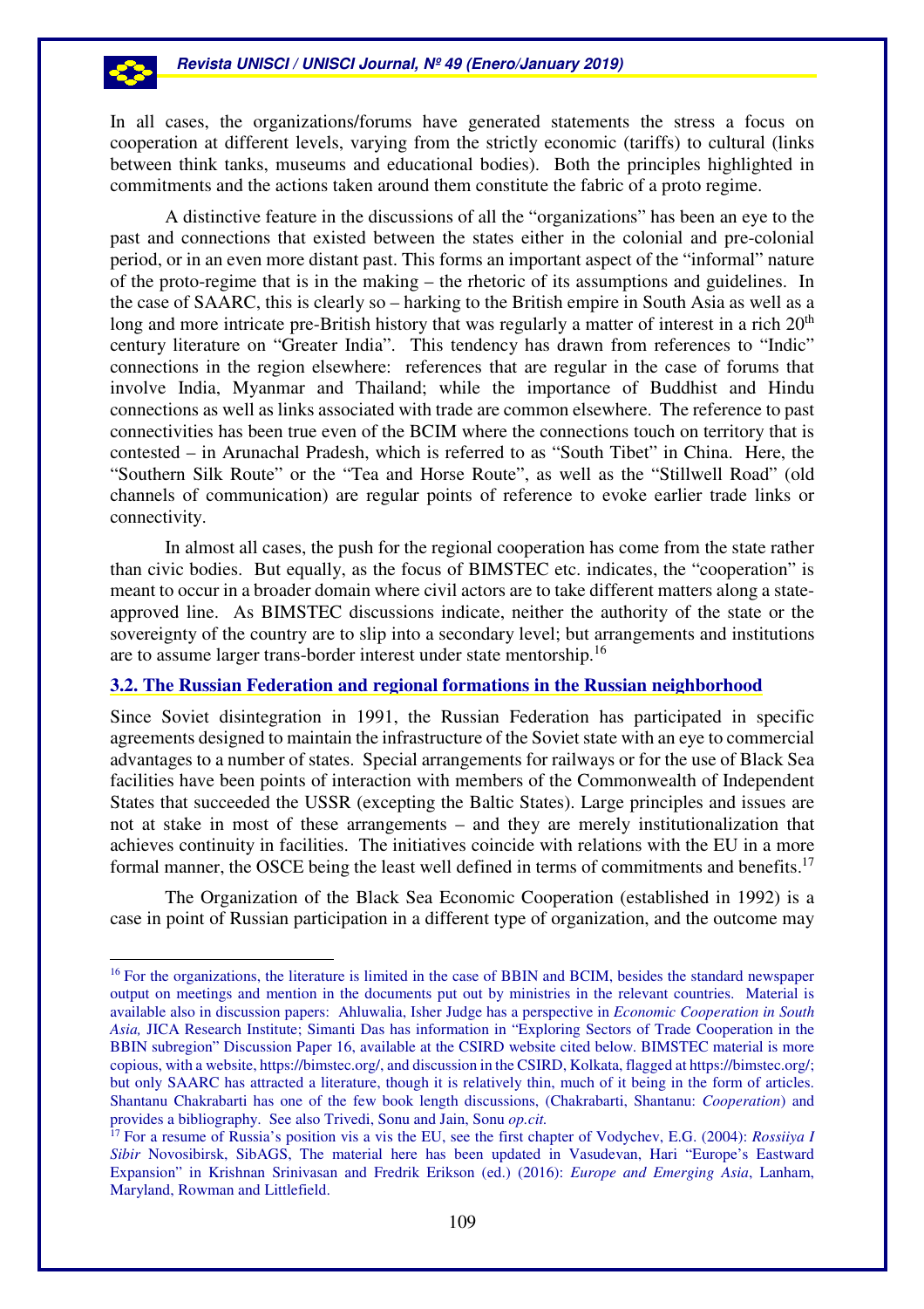In all cases, the organizations/forums have generated statements the stress a focus on cooperation at different levels, varying from the strictly economic (tariffs) to cultural (links between think tanks, museums and educational bodies). Both the principles highlighted in commitments and the actions taken around them constitute the fabric of a proto regime.

A distinctive feature in the discussions of all the "organizations" has been an eye to the past and connections that existed between the states either in the colonial and pre-colonial period, or in an even more distant past. This forms an important aspect of the "informal" nature of the proto-regime that is in the making – the rhetoric of its assumptions and guidelines. In the case of SAARC, this is clearly so – harking to the British empire in South Asia as well as a long and more intricate pre-British history that was regularly a matter of interest in a rich 20th century literature on "Greater India". This tendency has drawn from references to "Indic" connections in the region elsewhere: references that are regular in the case of forums that involve India, Myanmar and Thailand; while the importance of Buddhist and Hindu connections as well as links associated with trade are common elsewhere. The reference to past connectivities has been true even of the BCIM where the connections touch on territory that is contested – in Arunachal Pradesh, which is referred to as "South Tibet" in China. Here, the "Southern Silk Route" or the "Tea and Horse Route", as well as the "Stillwell Road" (old channels of communication) are regular points of reference to evoke earlier trade links or connectivity.

In almost all cases, the push for the regional cooperation has come from the state rather than civic bodies. But equally, as the focus of BIMSTEC etc. indicates, the "cooperation" is meant to occur in a broader domain where civil actors are to take different matters along a state-approved line. As BIMSTEC discussions indicate, neither the authority of the state or the sovereignty of the country are to slip into a secondary level; but arrangements and institutions are to assume larger trans-border interest under state mentorship.[16]

### 3.2. The Russian Federation and regional formations in the Russian neighborhood

Since Soviet disintegration in 1991, the Russian Federation has participated in specific agreements designed to maintain the infrastructure of the Soviet state with an eye to commercial advantages to a number of states. Special arrangements for railways or for the use of Black Sea facilities have been points of interaction with members of the Commonwealth of Independent States that succeeded the USSR (excepting the Baltic States). Large principles and issues are not at stake in most of these arrangements – and they are merely institutionalization that achieves continuity in facilities. The initiatives coincide with relations with the EU in a more formal manner, the OSCE being the least well defined in terms of commitments and benefits.[17]

The Organization of the Black Sea Economic Cooperation (established in 1992) is a case in point of Russian participation in a different type of organization, and the outcome may

---

[16] For the organizations, the literature is limited in the case of BBIN and BCIM, besides the standard newspaper output on meetings and mention in the documents put out by ministries in the relevant countries. Material is available also in discussion papers: Ahluwalia, Isher Judge has a perspective in *Economic Cooperation in South Asia,* JICA Research Institute; Simanti Das has information in "Exploring Sectors of Trade Cooperation in the BBIN subregion" Discussion Paper 16, available at the CSIRD website cited below. BIMSTEC material is more copious, with a website, https://bimstec.org/, and discussion in the CSIRD, Kolkata, flagged at https://bimstec.org/; but only SAARC has attracted a literature, though it is relatively thin, much of it being in the form of articles. Shantanu Chakrabarti has one of the few book length discussions, (Chakrabarti, Shantanu: *Cooperation*) and provides a bibliography. See also Trivedi, Sonu and Jain, Sonu *op.cit.*

[17] For a resume of Russia's position vis a vis the EU, see the first chapter of Vodychev, E.G. (2004): *Rossiiya I Sibir* Novosibirsk, SibAGS, The material here has been updated in Vasudevan, Hari "Europe's Eastward Expansion" in Krishnan Srinivasan and Fredrik Erikson (ed.) (2016): *Europe and Emerging Asia*, Lanham, Maryland, Rowman and Littlefield.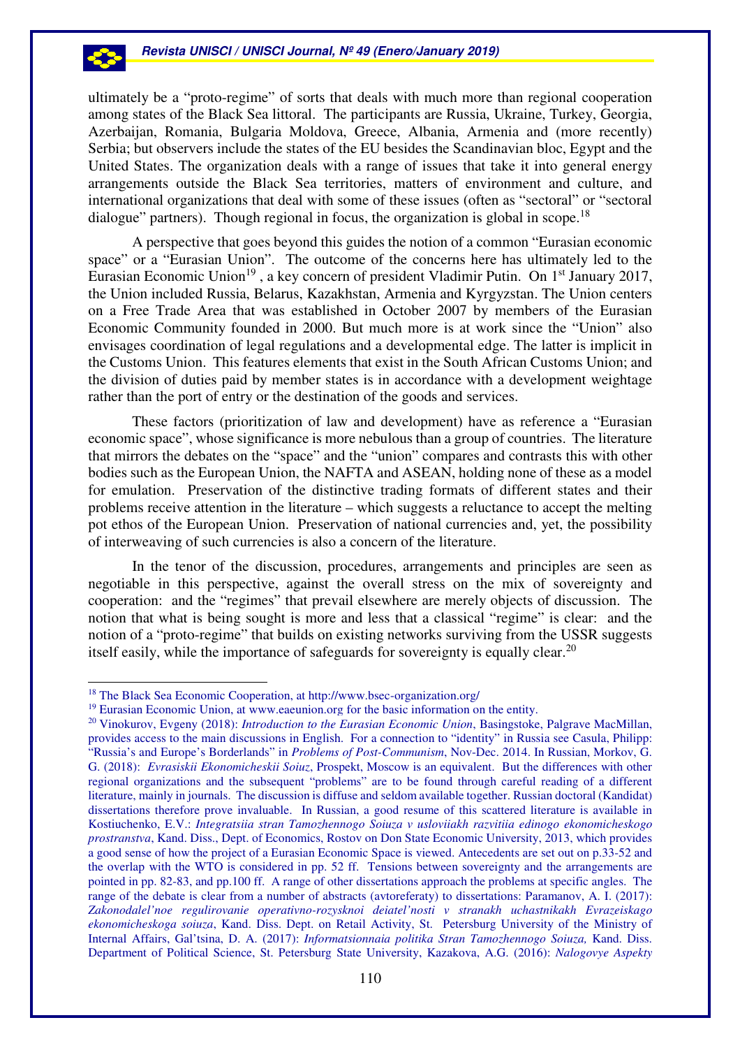ultimately be a "proto-regime" of sorts that deals with much more than regional cooperation among states of the Black Sea littoral. The participants are Russia, Ukraine, Turkey, Georgia, Azerbaijan, Romania, Bulgaria Moldova, Greece, Albania, Armenia and (more recently) Serbia; but observers include the states of the EU besides the Scandinavian bloc, Egypt and the United States. The organization deals with a range of issues that take it into general energy arrangements outside the Black Sea territories, matters of environment and culture, and international organizations that deal with some of these issues (often as "sectoral" or "sectoral dialogue" partners). Though regional in focus, the organization is global in scope.[18]

A perspective that goes beyond this guides the notion of a common "Eurasian economic space" or a "Eurasian Union". The outcome of the concerns here has ultimately led to the Eurasian Economic Union[19] , a key concern of president Vladimir Putin. On 1st January 2017, the Union included Russia, Belarus, Kazakhstan, Armenia and Kyrgyzstan. The Union centers on a Free Trade Area that was established in October 2007 by members of the Eurasian Economic Community founded in 2000. But much more is at work since the "Union" also envisages coordination of legal regulations and a developmental edge. The latter is implicit in the Customs Union. This features elements that exist in the South African Customs Union; and the division of duties paid by member states is in accordance with a development weightage rather than the port of entry or the destination of the goods and services.

These factors (prioritization of law and development) have as reference a "Eurasian economic space", whose significance is more nebulous than a group of countries. The literature that mirrors the debates on the "space" and the "union" compares and contrasts this with other bodies such as the European Union, the NAFTA and ASEAN, holding none of these as a model for emulation. Preservation of the distinctive trading formats of different states and their problems receive attention in the literature – which suggests a reluctance to accept the melting pot ethos of the European Union. Preservation of national currencies and, yet, the possibility of interweaving of such currencies is also a concern of the literature.

In the tenor of the discussion, procedures, arrangements and principles are seen as negotiable in this perspective, against the overall stress on the mix of sovereignty and cooperation: and the "regimes" that prevail elsewhere are merely objects of discussion. The notion that what is being sought is more and less that a classical "regime" is clear: and the notion of a "proto-regime" that builds on existing networks surviving from the USSR suggests itself easily, while the importance of safeguards for sovereignty is equally clear.[20]

---

[18] The Black Sea Economic Cooperation, at http://www.bsec-organization.org/

[19] Eurasian Economic Union, at www.eaeunion.org for the basic information on the entity.

[20] Vinokurov, Evgeny (2018): *Introduction to the Eurasian Economic Union*, Basingstoke, Palgrave MacMillan, provides access to the main discussions in English. For a connection to "identity" in Russia see Casula, Philipp: "Russia's and Europe's Borderlands" in *Problems of Post-Communism*, Nov-Dec. 2014. In Russian, Morkov, G. G. (2018): *Evrasiskii Ekonomicheskii Soiuz*, Prospekt, Moscow is an equivalent. But the differences with other regional organizations and the subsequent "problems" are to be found through careful reading of a different literature, mainly in journals. The discussion is diffuse and seldom available together. Russian doctoral (Kandidat) dissertations therefore prove invaluable. In Russian, a good resume of this scattered literature is available in Kostiuchenko, E.V.: *Integratsiia stran Tamozhennogo Soiuza v usloviiakh razvitiia edinogo ekonomicheskogo prostranstva*, Kand. Diss., Dept. of Economics, Rostov on Don State Economic University, 2013, which provides a good sense of how the project of a Eurasian Economic Space is viewed. Antecedents are set out on p.33-52 and the overlap with the WTO is considered in pp. 52 ff. Tensions between sovereignty and the arrangements are pointed in pp. 82-83, and pp.100 ff. A range of other dissertations approach the problems at specific angles. The range of the debate is clear from a number of abstracts (avtoreferaty) to dissertations: Paramanov, A. I. (2017): *Zakonodalel'noe regulirovanie operativno-rozysknoi deiatel'nosti v stranakh uchastnikakh Evrazeiskago ekonomicheskoga soiuza*, Kand. Diss. Dept. on Retail Activity, St. Petersburg University of the Ministry of Internal Affairs, Gal'tsina, D. A. (2017): *Informatsionnaia politika Stran Tamozhennogo Soiuza,* Kand. Diss. Department of Political Science, St. Petersburg State University, Kazakova, A.G. (2016): *Nalogovye Aspekty*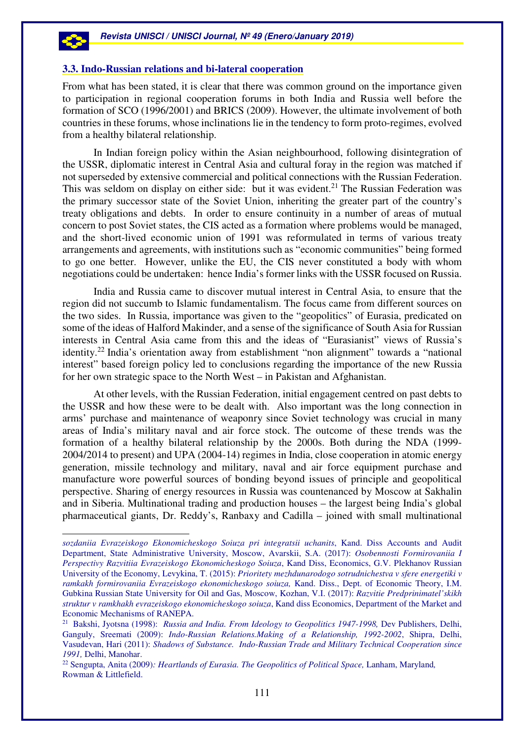### 3.3. Indo-Russian relations and bi-lateral cooperation

From what has been stated, it is clear that there was common ground on the importance given to participation in regional cooperation forums in both India and Russia well before the formation of SCO (1996/2001) and BRICS (2009). However, the ultimate involvement of both countries in these forums, whose inclinations lie in the tendency to form proto-regimes, evolved from a healthy bilateral relationship.

In Indian foreign policy within the Asian neighbourhood, following disintegration of the USSR, diplomatic interest in Central Asia and cultural foray in the region was matched if not superseded by extensive commercial and political connections with the Russian Federation. This was seldom on display on either side: but it was evident.[21] The Russian Federation was the primary successor state of the Soviet Union, inheriting the greater part of the country's treaty obligations and debts. In order to ensure continuity in a number of areas of mutual concern to post Soviet states, the CIS acted as a formation where problems would be managed, and the short-lived economic union of 1991 was reformulated in terms of various treaty arrangements and agreements, with institutions such as "economic communities" being formed to go one better. However, unlike the EU, the CIS never constituted a body with whom negotiations could be undertaken: hence India's former links with the USSR focused on Russia.

India and Russia came to discover mutual interest in Central Asia, to ensure that the region did not succumb to Islamic fundamentalism. The focus came from different sources on the two sides. In Russia, importance was given to the "geopolitics" of Eurasia, predicated on some of the ideas of Halford Makinder, and a sense of the significance of South Asia for Russian interests in Central Asia came from this and the ideas of "Eurasianist" views of Russia's identity.[22] India's orientation away from establishment "non alignment" towards a "national interest" based foreign policy led to conclusions regarding the importance of the new Russia for her own strategic space to the North West – in Pakistan and Afghanistan.

At other levels, with the Russian Federation, initial engagement centred on past debts to the USSR and how these were to be dealt with. Also important was the long connection in arms' purchase and maintenance of weaponry since Soviet technology was crucial in many areas of India's military naval and air force stock. The outcome of these trends was the formation of a healthy bilateral relationship by the 2000s. Both during the NDA (1999-2004/2014 to present) and UPA (2004-14) regimes in India, close cooperation in atomic energy generation, missile technology and military, naval and air force equipment purchase and manufacture wore powerful sources of bonding beyond issues of principle and geopolitical perspective. Sharing of energy resources in Russia was countenanced by Moscow at Sakhalin and in Siberia. Multinational trading and production houses – the largest being India's global pharmaceutical giants, Dr. Reddy's, Ranbaxy and Cadilla – joined with small multinational

---

*sozdaniia Evrazeiskogo Ekonomicheskogo Soiuza pri integratsii uchanits*, Kand. Diss Accounts and Audit Department, State Administrative University, Moscow, Avarskii, S.A. (2017): *Osobennosti Formirovaniia I Perspectivy Razvitiia Evrazeiskogo Ekonomicheskogo Soiuza*, Kand Diss, Economics, G.V. Plekhanov Russian University of the Economy, Levykina, T. (2015): *Prioritety mezhdunarodogo sotrudnichestva v sfere energetiki v ramkakh formirovaniia Evrazeiskogo ekonomicheskogo soiuza,* Kand. Diss., Dept. of Economic Theory, I.M. Gubkina Russian State University for Oil and Gas, Moscow, Kozhan, V.I. (2017): *Razvitie Predprinimatel'skikh struktur v ramkhakh evrazeiskogo ekonomicheskogo soiuza*, Kand diss Economics, Department of the Market and Economic Mechanisms of RANEPA.

[21] Bakshi, Jyotsna (1998): *Russia and India. From Ideology to Geopolitics 1947-1998,* Dev Publishers, Delhi, Ganguly, Sreemati (2009): *Indo-Russian Relations.Making of a Relationship, 1992-2002*, Shipra, Delhi, Vasudevan, Hari (2011): *Shadows of Substance. Indo-Russian Trade and Military Technical Cooperation since 1991,* Delhi, Manohar.

[22] Sengupta, Anita (2009)*: Heartlands of Eurasia. The Geopolitics of Political Space,* Lanham, Maryland*,* Rowman & Littlefield.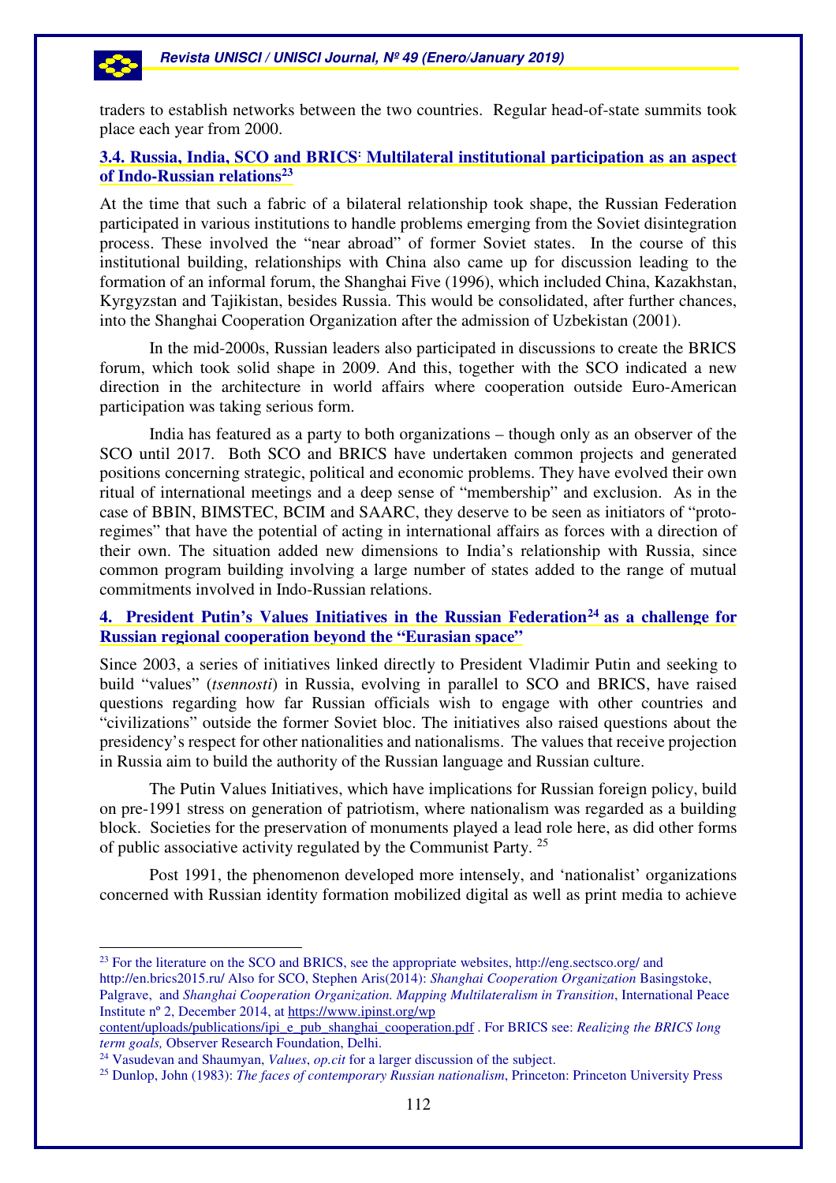traders to establish networks between the two countries. Regular head-of-state summits took place each year from 2000.

### 3.4. Russia, India, SCO and BRICS: Multilateral institutional participation as an aspect of Indo-Russian relations[23]

At the time that such a fabric of a bilateral relationship took shape, the Russian Federation participated in various institutions to handle problems emerging from the Soviet disintegration process. These involved the "near abroad" of former Soviet states. In the course of this institutional building, relationships with China also came up for discussion leading to the formation of an informal forum, the Shanghai Five (1996), which included China, Kazakhstan, Kyrgyzstan and Tajikistan, besides Russia. This would be consolidated, after further chances, into the Shanghai Cooperation Organization after the admission of Uzbekistan (2001).

In the mid-2000s, Russian leaders also participated in discussions to create the BRICS forum, which took solid shape in 2009. And this, together with the SCO indicated a new direction in the architecture in world affairs where cooperation outside Euro-American participation was taking serious form.

India has featured as a party to both organizations – though only as an observer of the SCO until 2017. Both SCO and BRICS have undertaken common projects and generated positions concerning strategic, political and economic problems. They have evolved their own ritual of international meetings and a deep sense of "membership" and exclusion. As in the case of BBIN, BIMSTEC, BCIM and SAARC, they deserve to be seen as initiators of "proto-regimes" that have the potential of acting in international affairs as forces with a direction of their own. The situation added new dimensions to India's relationship with Russia, since common program building involving a large number of states added to the range of mutual commitments involved in Indo-Russian relations.

## 4. President Putin's Values Initiatives in the Russian Federation[24] as a challenge for Russian regional cooperation beyond the "Eurasian space"

Since 2003, a series of initiatives linked directly to President Vladimir Putin and seeking to build "values" (*tsennosti*) in Russia, evolving in parallel to SCO and BRICS, have raised questions regarding how far Russian officials wish to engage with other countries and "civilizations" outside the former Soviet bloc. The initiatives also raised questions about the presidency's respect for other nationalities and nationalisms. The values that receive projection in Russia aim to build the authority of the Russian language and Russian culture.

The Putin Values Initiatives, which have implications for Russian foreign policy, build on pre-1991 stress on generation of patriotism, where nationalism was regarded as a building block. Societies for the preservation of monuments played a lead role here, as did other forms of public associative activity regulated by the Communist Party.[25]

Post 1991, the phenomenon developed more intensely, and 'nationalist' organizations concerned with Russian identity formation mobilized digital as well as print media to achieve

---

[23] For the literature on the SCO and BRICS, see the appropriate websites, http://eng.sectsco.org/ and http://en.brics2015.ru/ Also for SCO, Stephen Aris(2014): *Shanghai Cooperation Organization* Basingstoke, Palgrave, and *Shanghai Cooperation Organization. Mapping Multilateralism in Transition*, International Peace Institute nº 2, December 2014, at https://www.ipinst.org/wp content/uploads/publications/ipi_e_pub_shanghai_cooperation.pdf . For BRICS see: *Realizing the BRICS long term goals,* Observer Research Foundation, Delhi.

[24] Vasudevan and Shaumyan, *Values*, *op.cit* for a larger discussion of the subject.

[25] Dunlop, John (1983): *The faces of contemporary Russian nationalism*, Princeton: Princeton University Press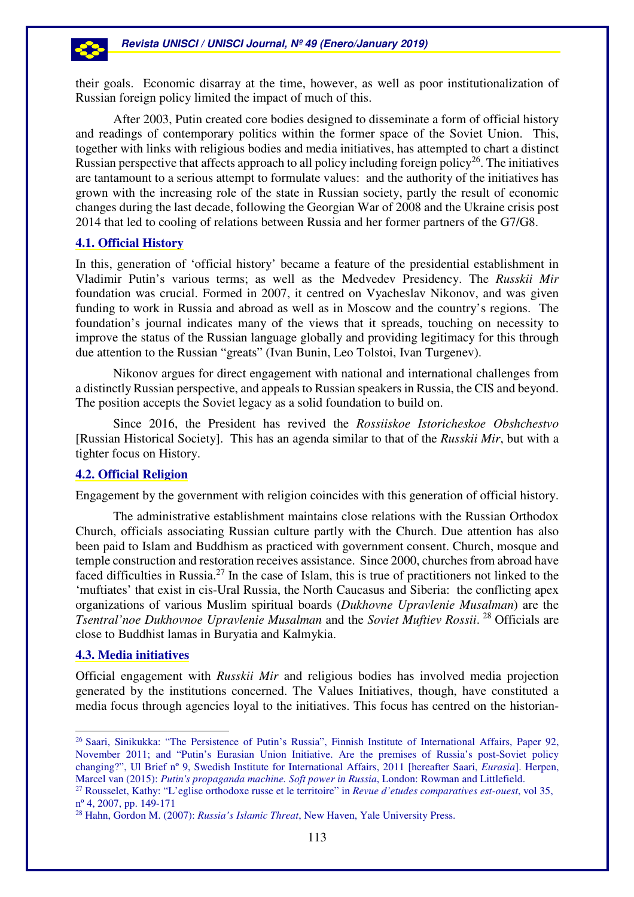their goals. Economic disarray at the time, however, as well as poor institutionalization of Russian foreign policy limited the impact of much of this.

After 2003, Putin created core bodies designed to disseminate a form of official history and readings of contemporary politics within the former space of the Soviet Union. This, together with links with religious bodies and media initiatives, has attempted to chart a distinct Russian perspective that affects approach to all policy including foreign policy[26]. The initiatives are tantamount to a serious attempt to formulate values: and the authority of the initiatives has grown with the increasing role of the state in Russian society, partly the result of economic changes during the last decade, following the Georgian War of 2008 and the Ukraine crisis post 2014 that led to cooling of relations between Russia and her former partners of the G7/G8.

### 4.1. Official History

In this, generation of 'official history' became a feature of the presidential establishment in Vladimir Putin's various terms; as well as the Medvedev Presidency. The *Russkii Mir* foundation was crucial. Formed in 2007, it centred on Vyacheslav Nikonov, and was given funding to work in Russia and abroad as well as in Moscow and the country's regions. The foundation's journal indicates many of the views that it spreads, touching on necessity to improve the status of the Russian language globally and providing legitimacy for this through due attention to the Russian "greats" (Ivan Bunin, Leo Tolstoi, Ivan Turgenev).

Nikonov argues for direct engagement with national and international challenges from a distinctly Russian perspective, and appeals to Russian speakers in Russia, the CIS and beyond. The position accepts the Soviet legacy as a solid foundation to build on.

Since 2016, the President has revived the *Rossiiskoe Istoricheskoe Obshchestvo* [Russian Historical Society]. This has an agenda similar to that of the *Russkii Mir*, but with a tighter focus on History.

### 4.2. Official Religion

Engagement by the government with religion coincides with this generation of official history.

The administrative establishment maintains close relations with the Russian Orthodox Church, officials associating Russian culture partly with the Church. Due attention has also been paid to Islam and Buddhism as practiced with government consent. Church, mosque and temple construction and restoration receives assistance. Since 2000, churches from abroad have faced difficulties in Russia.[27] In the case of Islam, this is true of practitioners not linked to the 'muftiates' that exist in cis-Ural Russia, the North Caucasus and Siberia: the conflicting apex organizations of various Muslim spiritual boards (*Dukhovne Upravlenie Musalman*) are the *Tsentral'noe Dukhovnoe Upravlenie Musalman* and the *Soviet Muftiev Rossii*. [28] Officials are close to Buddhist lamas in Buryatia and Kalmykia.

### 4.3. Media initiatives

Official engagement with *Russkii Mir* and religious bodies has involved media projection generated by the institutions concerned. The Values Initiatives, though, have constituted a media focus through agencies loyal to the initiatives. This focus has centred on the historian-

---

[26] Saari, Sinikukka: "The Persistence of Putin's Russia", Finnish Institute of International Affairs, Paper 92, November 2011; and "Putin's Eurasian Union Initiative. Are the premises of Russia's post-Soviet policy changing?", Ul Brief nº 9, Swedish Institute for International Affairs, 2011 [hereafter Saari, *Eurasia*]. Herpen, Marcel van (2015): *Putin's propaganda machine. Soft power in Russia*, London: Rowman and Littlefield.

[27] Rousselet, Kathy: "L'eglise orthodoxe russe et le territoire" in *Revue d'etudes comparatives est-ouest*, vol 35, nº 4, 2007, pp. 149-171

[28] Hahn, Gordon M. (2007): *Russia's Islamic Threat*, New Haven, Yale University Press.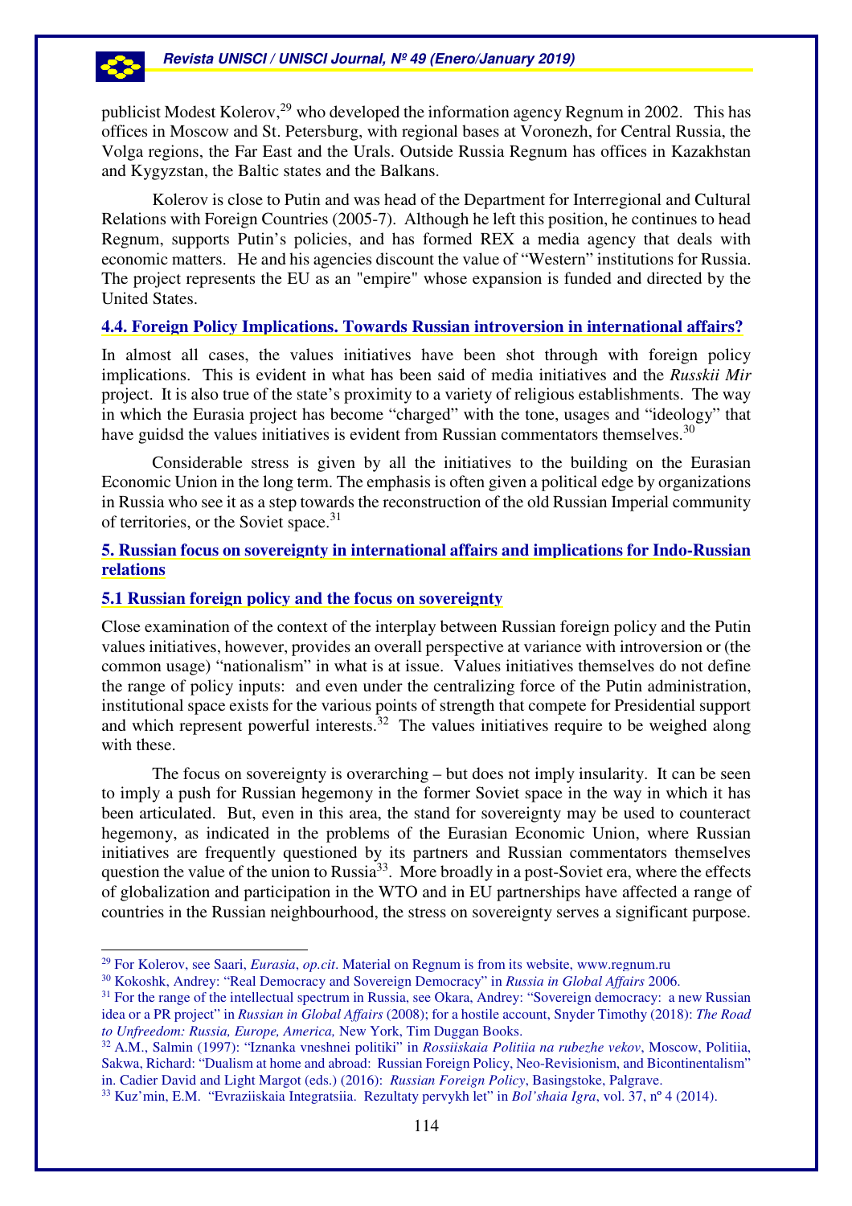publicist Modest Kolerov,[29] who developed the information agency Regnum in 2002. This has offices in Moscow and St. Petersburg, with regional bases at Voronezh, for Central Russia, the Volga regions, the Far East and the Urals. Outside Russia Regnum has offices in Kazakhstan and Kygyzstan, the Baltic states and the Balkans.

Kolerov is close to Putin and was head of the Department for Interregional and Cultural Relations with Foreign Countries (2005-7). Although he left this position, he continues to head Regnum, supports Putin's policies, and has formed REX a media agency that deals with economic matters. He and his agencies discount the value of "Western" institutions for Russia. The project represents the EU as an "empire" whose expansion is funded and directed by the United States.

### 4.4. Foreign Policy Implications. Towards Russian introversion in international affairs?

In almost all cases, the values initiatives have been shot through with foreign policy implications. This is evident in what has been said of media initiatives and the *Russkii Mir* project. It is also true of the state's proximity to a variety of religious establishments. The way in which the Eurasia project has become "charged" with the tone, usages and "ideology" that have guidsd the values initiatives is evident from Russian commentators themselves.[30]

Considerable stress is given by all the initiatives to the building on the Eurasian Economic Union in the long term. The emphasis is often given a political edge by organizations in Russia who see it as a step towards the reconstruction of the old Russian Imperial community of territories, or the Soviet space.[31]

## 5. Russian focus on sovereignty in international affairs and implications for Indo-Russian relations

### 5.1 Russian foreign policy and the focus on sovereignty

Close examination of the context of the interplay between Russian foreign policy and the Putin values initiatives, however, provides an overall perspective at variance with introversion or (the common usage) "nationalism" in what is at issue. Values initiatives themselves do not define the range of policy inputs: and even under the centralizing force of the Putin administration, institutional space exists for the various points of strength that compete for Presidential support and which represent powerful interests.[32] The values initiatives require to be weighed along with these.

The focus on sovereignty is overarching – but does not imply insularity. It can be seen to imply a push for Russian hegemony in the former Soviet space in the way in which it has been articulated. But, even in this area, the stand for sovereignty may be used to counteract hegemony, as indicated in the problems of the Eurasian Economic Union, where Russian initiatives are frequently questioned by its partners and Russian commentators themselves question the value of the union to Russia[33]. More broadly in a post-Soviet era, where the effects of globalization and participation in the WTO and in EU partnerships have affected a range of countries in the Russian neighbourhood, the stress on sovereignty serves a significant purpose.

---

[29] For Kolerov, see Saari, *Eurasia*, *op.cit*. Material on Regnum is from its website, www.regnum.ru

[30] Kokoshk, Andrey: "Real Democracy and Sovereign Democracy" in *Russia in Global Affairs* 2006.

[31] For the range of the intellectual spectrum in Russia, see Okara, Andrey: "Sovereign democracy: a new Russian idea or a PR project" in *Russian in Global Affairs* (2008); for a hostile account, Snyder Timothy (2018): *The Road to Unfreedom: Russia, Europe, America,* New York, Tim Duggan Books.

[32] A.M., Salmin (1997): "Iznanka vneshnei politiki" in *Rossiiskaia Politiia na rubezhe vekov*, Moscow, Politiia, Sakwa, Richard: "Dualism at home and abroad: Russian Foreign Policy, Neo-Revisionism, and Bicontinentalism" in. Cadier David and Light Margot (eds.) (2016): *Russian Foreign Policy*, Basingstoke, Palgrave.

[33] Kuz'min, E.M. "Evraziiskaia Integratsiia. Rezultaty pervykh let" in *Bol'shaia Igra*, vol. 37, nº 4 (2014).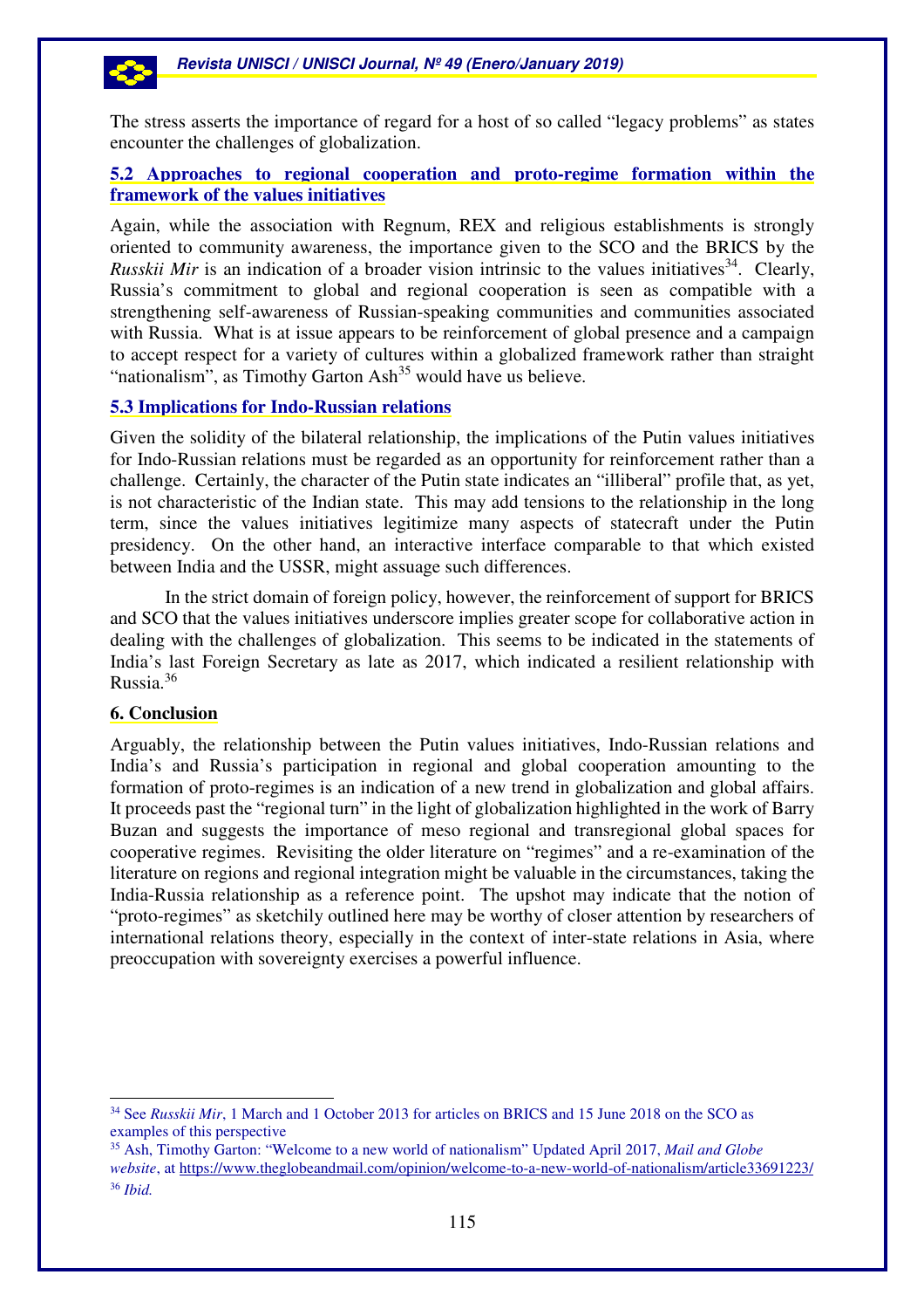The stress asserts the importance of regard for a host of so called "legacy problems" as states encounter the challenges of globalization.

### 5.2 Approaches to regional cooperation and proto-regime formation within the framework of the values initiatives

Again, while the association with Regnum, REX and religious establishments is strongly oriented to community awareness, the importance given to the SCO and the BRICS by the *Russkii Mir* is an indication of a broader vision intrinsic to the values initiatives[34]. Clearly, Russia's commitment to global and regional cooperation is seen as compatible with a strengthening self-awareness of Russian-speaking communities and communities associated with Russia. What is at issue appears to be reinforcement of global presence and a campaign to accept respect for a variety of cultures within a globalized framework rather than straight "nationalism", as Timothy Garton Ash[35] would have us believe.

### 5.3 Implications for Indo-Russian relations

Given the solidity of the bilateral relationship, the implications of the Putin values initiatives for Indo-Russian relations must be regarded as an opportunity for reinforcement rather than a challenge. Certainly, the character of the Putin state indicates an "illiberal" profile that, as yet, is not characteristic of the Indian state. This may add tensions to the relationship in the long term, since the values initiatives legitimize many aspects of statecraft under the Putin presidency. On the other hand, an interactive interface comparable to that which existed between India and the USSR, might assuage such differences.

In the strict domain of foreign policy, however, the reinforcement of support for BRICS and SCO that the values initiatives underscore implies greater scope for collaborative action in dealing with the challenges of globalization. This seems to be indicated in the statements of India's last Foreign Secretary as late as 2017, which indicated a resilient relationship with Russia.[36]

## 6. Conclusion

Arguably, the relationship between the Putin values initiatives, Indo-Russian relations and India's and Russia's participation in regional and global cooperation amounting to the formation of proto-regimes is an indication of a new trend in globalization and global affairs. It proceeds past the "regional turn" in the light of globalization highlighted in the work of Barry Buzan and suggests the importance of meso regional and transregional global spaces for cooperative regimes. Revisiting the older literature on "regimes" and a re-examination of the literature on regions and regional integration might be valuable in the circumstances, taking the India-Russia relationship as a reference point. The upshot may indicate that the notion of "proto-regimes" as sketchily outlined here may be worthy of closer attention by researchers of international relations theory, especially in the context of inter-state relations in Asia, where preoccupation with sovereignty exercises a powerful influence.

---

[34] See *Russkii Mir*, 1 March and 1 October 2013 for articles on BRICS and 15 June 2018 on the SCO as examples of this perspective

[35] Ash, Timothy Garton: "Welcome to a new world of nationalism" Updated April 2017, *Mail and Globe website*, at https://www.theglobeandmail.com/opinion/welcome-to-a-new-world-of-nationalism/article33691223/

[36] *Ibid.*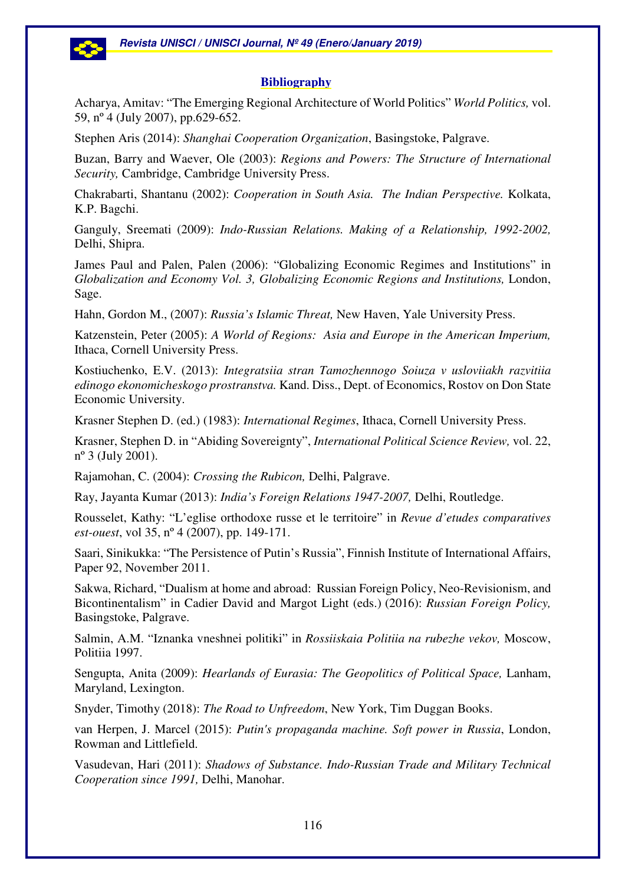## Bibliography

Acharya, Amitav: "The Emerging Regional Architecture of World Politics" *World Politics,* vol. 59, nº 4 (July 2007), pp.629-652.

Stephen Aris (2014): *Shanghai Cooperation Organization*, Basingstoke, Palgrave.

Buzan, Barry and Waever, Ole (2003): *Regions and Powers: The Structure of International Security,* Cambridge, Cambridge University Press.

Chakrabarti, Shantanu (2002): *Cooperation in South Asia. The Indian Perspective.* Kolkata, K.P. Bagchi.

Ganguly, Sreemati (2009): *Indo-Russian Relations. Making of a Relationship, 1992-2002,* Delhi, Shipra.

James Paul and Palen, Palen (2006): "Globalizing Economic Regimes and Institutions" in *Globalization and Economy Vol. 3, Globalizing Economic Regions and Institutions,* London, Sage.

Hahn, Gordon M., (2007): *Russia's Islamic Threat,* New Haven, Yale University Press.

Katzenstein, Peter (2005): *A World of Regions: Asia and Europe in the American Imperium,* Ithaca, Cornell University Press.

Kostiuchenko, E.V. (2013): *Integratsiia stran Tamozhennogo Soiuza v usloviiakh razvitiia edinogo ekonomicheskogo prostranstva.* Kand. Diss., Dept. of Economics, Rostov on Don State Economic University.

Krasner Stephen D. (ed.) (1983): *International Regimes*, Ithaca, Cornell University Press.

Krasner, Stephen D. in "Abiding Sovereignty", *International Political Science Review,* vol. 22, nº 3 (July 2001).

Rajamohan, C. (2004): *Crossing the Rubicon,* Delhi, Palgrave.

Ray, Jayanta Kumar (2013): *India's Foreign Relations 1947-2007,* Delhi, Routledge.

Rousselet, Kathy: "L'eglise orthodoxe russe et le territoire" in *Revue d'etudes comparatives est-ouest*, vol 35, nº 4 (2007), pp. 149-171.

Saari, Sinikukka: "The Persistence of Putin's Russia", Finnish Institute of International Affairs, Paper 92, November 2011.

Sakwa, Richard, "Dualism at home and abroad: Russian Foreign Policy, Neo-Revisionism, and Bicontinentalism" in Cadier David and Margot Light (eds.) (2016): *Russian Foreign Policy,* Basingstoke, Palgrave.

Salmin, A.M. "Iznanka vneshnei politiki" in *Rossiiskaia Politiia na rubezhe vekov,* Moscow, Politiia 1997.

Sengupta, Anita (2009): *Hearlands of Eurasia: The Geopolitics of Political Space,* Lanham, Maryland, Lexington.

Snyder, Timothy (2018): *The Road to Unfreedom*, New York, Tim Duggan Books.

van Herpen, J. Marcel (2015): *Putin's propaganda machine. Soft power in Russia*, London, Rowman and Littlefield.

Vasudevan, Hari (2011): *Shadows of Substance. Indo-Russian Trade and Military Technical Cooperation since 1991,* Delhi, Manohar.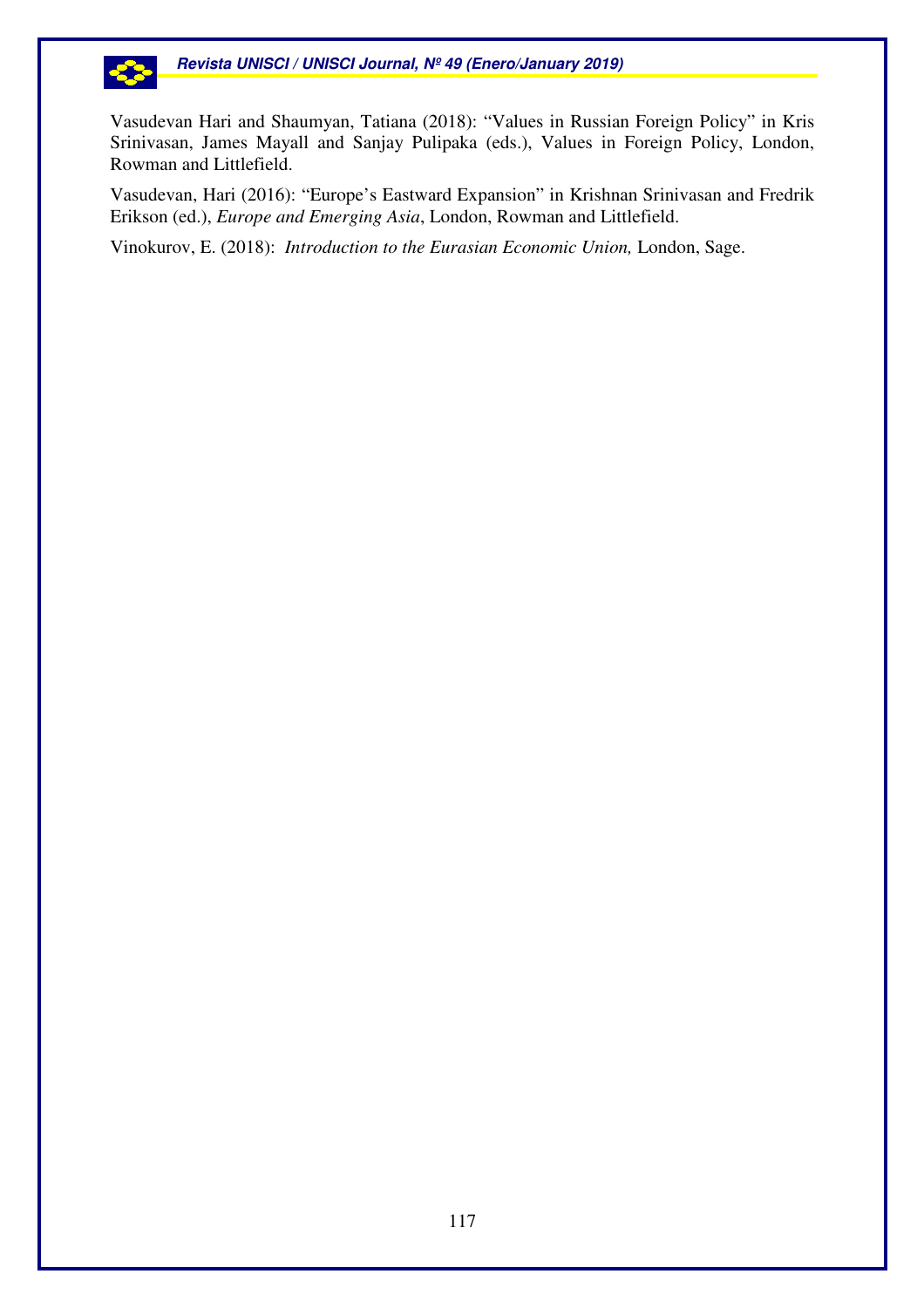Vasudevan Hari and Shaumyan, Tatiana (2018): "Values in Russian Foreign Policy" in Kris Srinivasan, James Mayall and Sanjay Pulipaka (eds.), Values in Foreign Policy, London, Rowman and Littlefield.

Vasudevan, Hari (2016): "Europe's Eastward Expansion" in Krishnan Srinivasan and Fredrik Erikson (ed.), *Europe and Emerging Asia*, London, Rowman and Littlefield.

Vinokurov, E. (2018): *Introduction to the Eurasian Economic Union,* London, Sage.